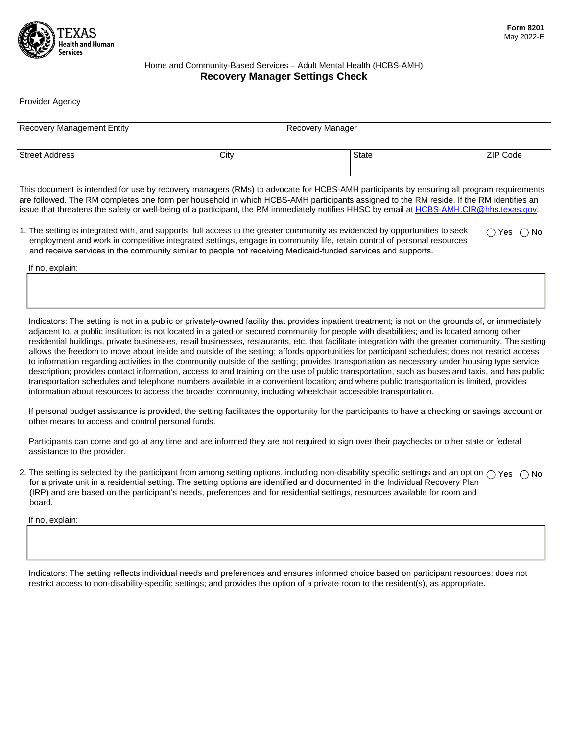Form 8201
May 2022-E

Home and Community-Based Services – Adult Mental Health (HCBS-AMH)

# Recovery Manager Settings Check

| Provider Agency | | | |
|---|---|---|---|
| **Recovery Management Entity** | | **Recovery Manager** | |
| **Street Address** | **City** | **State** | **ZIP Code** |

This document is intended for use by recovery managers (RMs) to advocate for HCBS-AMH participants by ensuring all program requirements are followed. The RM completes one form per household in which HCBS-AMH participants assigned to the RM reside. If the RM identifies an issue that threatens the safety or well-being of a participant, the RM immediately notifies HHSC by email at HCBS-AMH.CIR@hhs.texas.gov.

1. The setting is integrated with, and supports, full access to the greater community as evidenced by opportunities to seek employment and work in competitive integrated settings, engage in community life, retain control of personal resources and receive services in the community similar to people not receiving Medicaid-funded services and supports. ◯ Yes ◯ No

   If no, explain:

   Indicators: The setting is not in a public or privately-owned facility that provides inpatient treatment; is not on the grounds of, or immediately adjacent to, a public institution; is not located in a gated or secured community for people with disabilities; and is located among other residential buildings, private businesses, retail businesses, restaurants, etc. that facilitate integration with the greater community. The setting allows the freedom to move about inside and outside of the setting; affords opportunities for participant schedules; does not restrict access to information regarding activities in the community outside of the setting; provides transportation as necessary under housing type service description; provides contact information, access to and training on the use of public transportation, such as buses and taxis, and has public transportation schedules and telephone numbers available in a convenient location; and where public transportation is limited, provides information about resources to access the broader community, including wheelchair accessible transportation.

   If personal budget assistance is provided, the setting facilitates the opportunity for the participants to have a checking or savings account or other means to access and control personal funds.

   Participants can come and go at any time and are informed they are not required to sign over their paychecks or other state or federal assistance to the provider.

2. The setting is selected by the participant from among setting options, including non-disability specific settings and an option for a private unit in a residential setting. The setting options are identified and documented in the Individual Recovery Plan (IRP) and are based on the participant's needs, preferences and for residential settings, resources available for room and board. ◯ Yes ◯ No

   If no, explain:

   Indicators: The setting reflects individual needs and preferences and ensures informed choice based on participant resources; does not restrict access to non-disability-specific settings; and provides the option of a private room to the resident(s), as appropriate.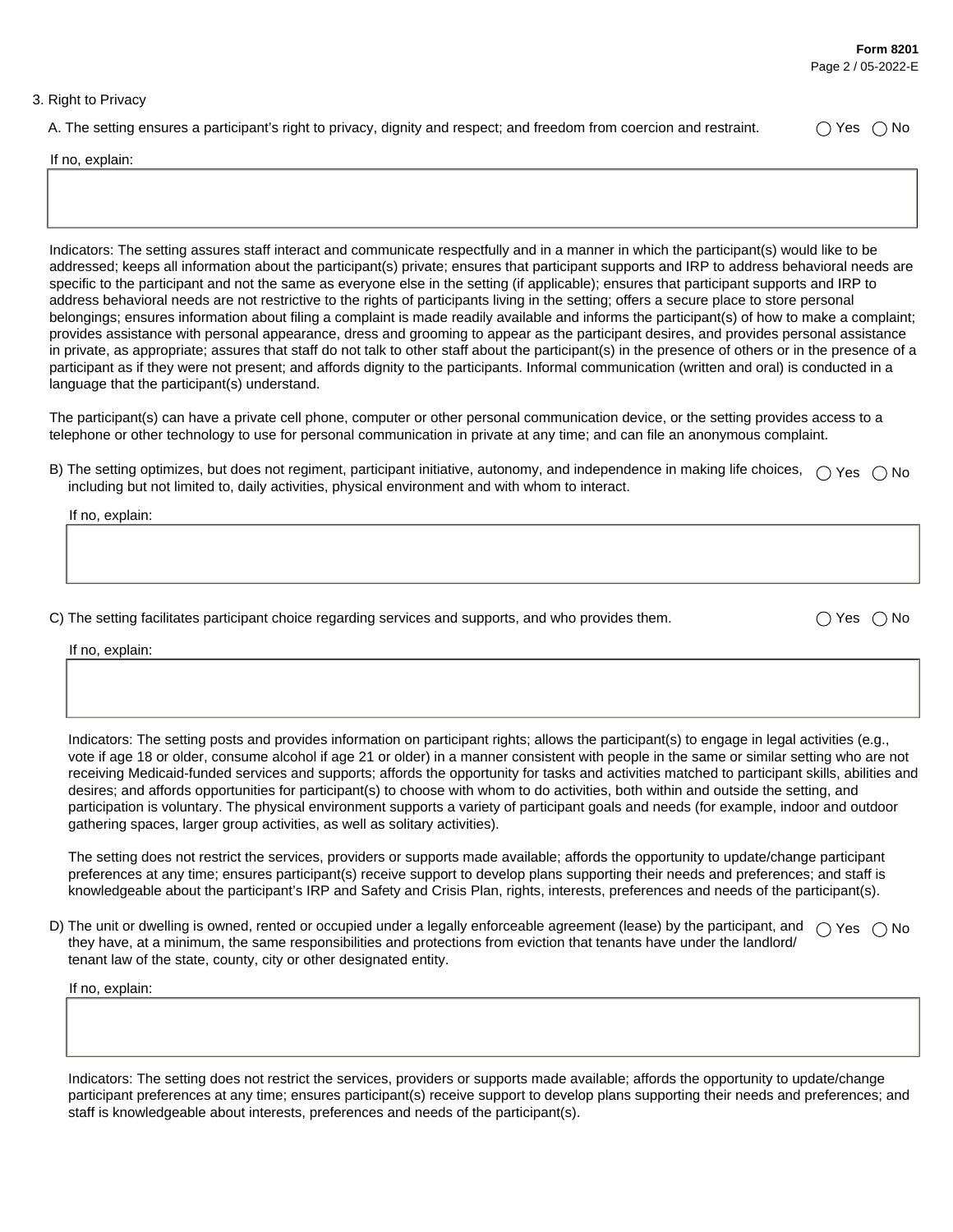3. Right to Privacy

A. The setting ensures a participant's right to privacy, dignity and respect; and freedom from coercion and restraint. ◯ Yes ◯ No

If no, explain:

Indicators: The setting assures staff interact and communicate respectfully and in a manner in which the participant(s) would like to be addressed; keeps all information about the participant(s) private; ensures that participant supports and IRP to address behavioral needs are specific to the participant and not the same as everyone else in the setting (if applicable); ensures that participant supports and IRP to address behavioral needs are not restrictive to the rights of participants living in the setting; offers a secure place to store personal belongings; ensures information about filing a complaint is made readily available and informs the participant(s) of how to make a complaint; provides assistance with personal appearance, dress and grooming to appear as the participant desires, and provides personal assistance in private, as appropriate; assures that staff do not talk to other staff about the participant(s) in the presence of others or in the presence of a participant as if they were not present; and affords dignity to the participants. Informal communication (written and oral) is conducted in a language that the participant(s) understand.

The participant(s) can have a private cell phone, computer or other personal communication device, or the setting provides access to a telephone or other technology to use for personal communication in private at any time; and can file an anonymous complaint.

B) The setting optimizes, but does not regiment, participant initiative, autonomy, and independence in making life choices, including but not limited to, daily activities, physical environment and with whom to interact. ◯ Yes ◯ No

If no, explain:

C) The setting facilitates participant choice regarding services and supports, and who provides them. ◯ Yes ◯ No

If no, explain:

Indicators: The setting posts and provides information on participant rights; allows the participant(s) to engage in legal activities (e.g., vote if age 18 or older, consume alcohol if age 21 or older) in a manner consistent with people in the same or similar setting who are not receiving Medicaid-funded services and supports; affords the opportunity for tasks and activities matched to participant skills, abilities and desires; and affords opportunities for participant(s) to choose with whom to do activities, both within and outside the setting, and participation is voluntary. The physical environment supports a variety of participant goals and needs (for example, indoor and outdoor gathering spaces, larger group activities, as well as solitary activities).

The setting does not restrict the services, providers or supports made available; affords the opportunity to update/change participant preferences at any time; ensures participant(s) receive support to develop plans supporting their needs and preferences; and staff is knowledgeable about the participant's IRP and Safety and Crisis Plan, rights, interests, preferences and needs of the participant(s).

D) The unit or dwelling is owned, rented or occupied under a legally enforceable agreement (lease) by the participant, and they have, at a minimum, the same responsibilities and protections from eviction that tenants have under the landlord/tenant law of the state, county, city or other designated entity. ◯ Yes ◯ No

If no, explain:

Indicators: The setting does not restrict the services, providers or supports made available; affords the opportunity to update/change participant preferences at any time; ensures participant(s) receive support to develop plans supporting their needs and preferences; and staff is knowledgeable about interests, preferences and needs of the participant(s).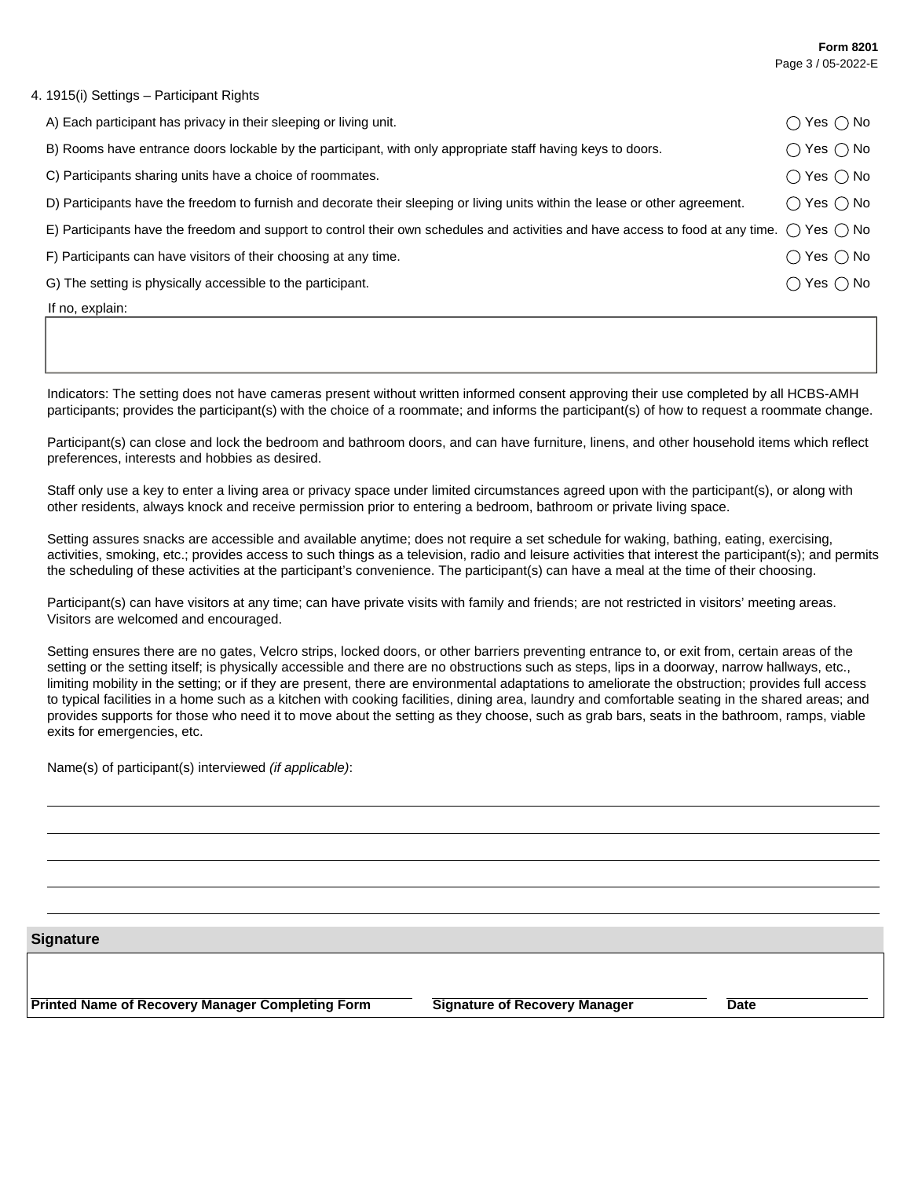4. 1915(i) Settings – Participant Rights

A) Each participant has privacy in their sleeping or living unit. ◯ Yes ◯ No

B) Rooms have entrance doors lockable by the participant, with only appropriate staff having keys to doors. ◯ Yes ◯ No

C) Participants sharing units have a choice of roommates. ◯ Yes ◯ No

D) Participants have the freedom to furnish and decorate their sleeping or living units within the lease or other agreement. ◯ Yes ◯ No

E) Participants have the freedom and support to control their own schedules and activities and have access to food at any time. ◯ Yes ◯ No

F) Participants can have visitors of their choosing at any time. ◯ Yes ◯ No

G) The setting is physically accessible to the participant. ◯ Yes ◯ No

If no, explain:

Indicators: The setting does not have cameras present without written informed consent approving their use completed by all HCBS-AMH participants; provides the participant(s) with the choice of a roommate; and informs the participant(s) of how to request a roommate change.

Participant(s) can close and lock the bedroom and bathroom doors, and can have furniture, linens, and other household items which reflect preferences, interests and hobbies as desired.

Staff only use a key to enter a living area or privacy space under limited circumstances agreed upon with the participant(s), or along with other residents, always knock and receive permission prior to entering a bedroom, bathroom or private living space.

Setting assures snacks are accessible and available anytime; does not require a set schedule for waking, bathing, eating, exercising, activities, smoking, etc.; provides access to such things as a television, radio and leisure activities that interest the participant(s); and permits the scheduling of these activities at the participant's convenience. The participant(s) can have a meal at the time of their choosing.

Participant(s) can have visitors at any time; can have private visits with family and friends; are not restricted in visitors' meeting areas. Visitors are welcomed and encouraged.

Setting ensures there are no gates, Velcro strips, locked doors, or other barriers preventing entrance to, or exit from, certain areas of the setting or the setting itself; is physically accessible and there are no obstructions such as steps, lips in a doorway, narrow hallways, etc., limiting mobility in the setting; or if they are present, there are environmental adaptations to ameliorate the obstruction; provides full access to typical facilities in a home such as a kitchen with cooking facilities, dining area, laundry and comfortable seating in the shared areas; and provides supports for those who need it to move about the setting as they choose, such as grab bars, seats in the bathroom, ramps, viable exits for emergencies, etc.

Name(s) of participant(s) interviewed *(if applicable)*:

## Signature

**Printed Name of Recovery Manager Completing Form** | **Signature of Recovery Manager** | **Date**